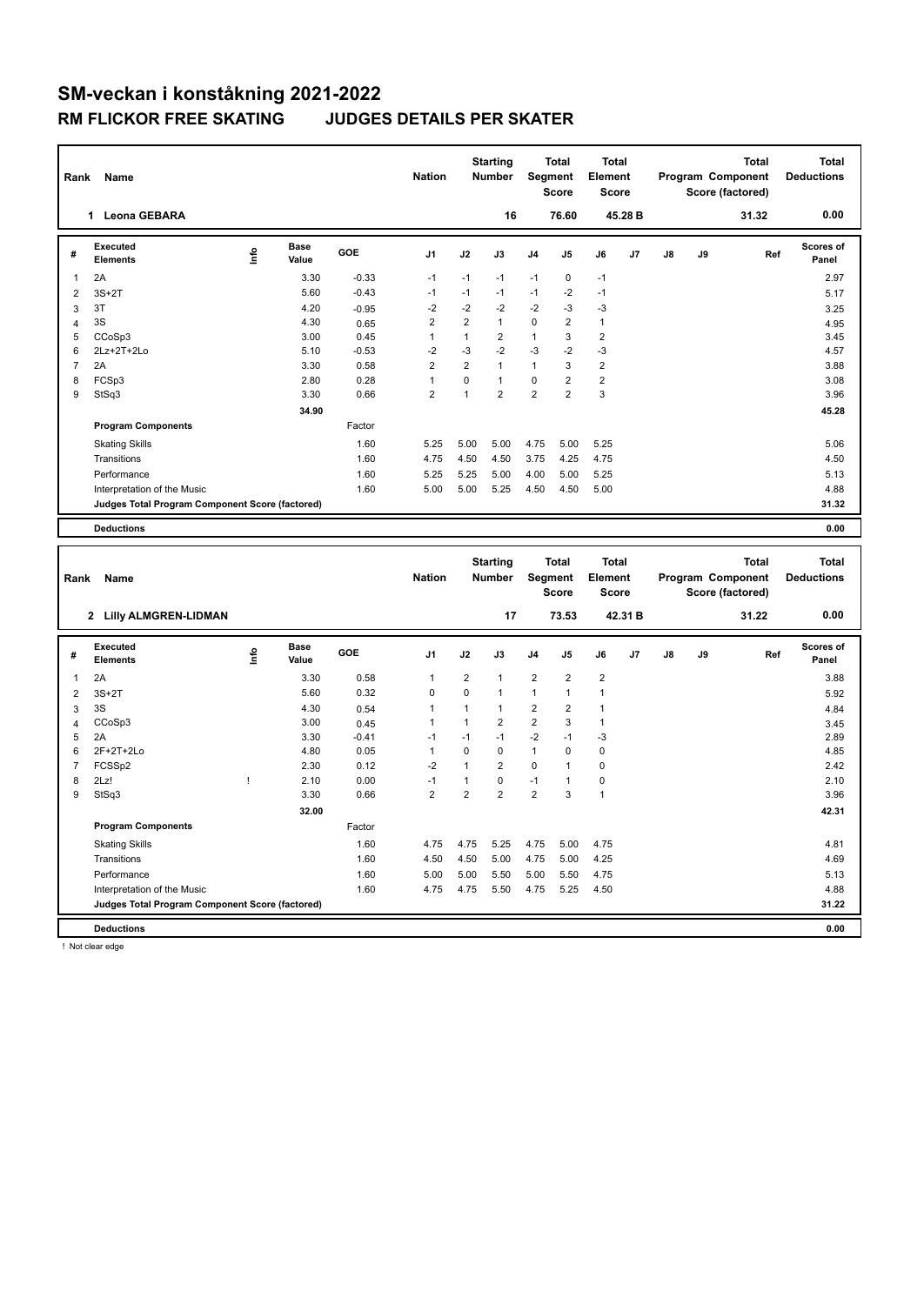# SM-veckan i konståkning 2021-2022

## RM FLICKOR FREE SKATING JUDGES DETAILS PER SKATER

| Rank | Name | Nation | Starting Number | Total Segment Score | Total Element Score | Total Program Component Score (factored) | Total Deductions |
|---|---|---|---|---|---|---|---|
| 1 | Leona GEBARA | | 16 | 76.60 | 45.28 B | 31.32 | 0.00 |

| # | Executed Elements | Info | Base Value | GOE | J1 | J2 | J3 | J4 | J5 | J6 | J7 | J8 | J9 | Ref | Scores of Panel |
|---|---|---|---|---|---|---|---|---|---|---|---|---|---|---|---|
| 1 | 2A | | 3.30 | -0.33 | -1 | -1 | -1 | -1 | 0 | -1 | | | | | 2.97 |
| 2 | 3S+2T | | 5.60 | -0.43 | -1 | -1 | -1 | -1 | -2 | -1 | | | | | 5.17 |
| 3 | 3T | | 4.20 | -0.95 | -2 | -2 | -2 | -2 | -3 | -3 | | | | | 3.25 |
| 4 | 3S | | 4.30 | 0.65 | 2 | 2 | 1 | 0 | 2 | 1 | | | | | 4.95 |
| 5 | CCoSp3 | | 3.00 | 0.45 | 1 | 1 | 2 | 1 | 3 | 2 | | | | | 3.45 |
| 6 | 2Lz+2T+2Lo | | 5.10 | -0.53 | -2 | -3 | -2 | -3 | -2 | -3 | | | | | 4.57 |
| 7 | 2A | | 3.30 | 0.58 | 2 | 2 | 1 | 1 | 3 | 2 | | | | | 3.88 |
| 8 | FCSp3 | | 2.80 | 0.28 | 1 | 0 | 1 | 0 | 2 | 2 | | | | | 3.08 |
| 9 | StSq3 | | 3.30 | 0.66 | 2 | 1 | 2 | 2 | 2 | 3 | | | | | 3.96 |
| | | | 34.90 | | | | | | | | | | | | 45.28 |
| | **Program Components** | | | Factor | | | | | | | | | | | |
| | Skating Skills | | | 1.60 | 5.25 | 5.00 | 5.00 | 4.75 | 5.00 | 5.25 | | | | | 5.06 |
| | Transitions | | | 1.60 | 4.75 | 4.50 | 4.50 | 3.75 | 4.25 | 4.75 | | | | | 4.50 |
| | Performance | | | 1.60 | 5.25 | 5.25 | 5.00 | 4.00 | 5.00 | 5.25 | | | | | 5.13 |
| | Interpretation of the Music | | | 1.60 | 5.00 | 5.00 | 5.25 | 4.50 | 4.50 | 5.00 | | | | | 4.88 |
| | **Judges Total Program Component Score (factored)** | | | | | | | | | | | | | | 31.32 |
| | **Deductions** | | | | | | | | | | | | | | 0.00 |

| Rank | Name | Nation | Starting Number | Total Segment Score | Total Element Score | Total Program Component Score (factored) | Total Deductions |
|---|---|---|---|---|---|---|---|
| 2 | Lilly ALMGREN-LIDMAN | | 17 | 73.53 | 42.31 B | 31.22 | 0.00 |

| # | Executed Elements | Info | Base Value | GOE | J1 | J2 | J3 | J4 | J5 | J6 | J7 | J8 | J9 | Ref | Scores of Panel |
|---|---|---|---|---|---|---|---|---|---|---|---|---|---|---|---|
| 1 | 2A | | 3.30 | 0.58 | 1 | 2 | 1 | 2 | 2 | 2 | | | | | 3.88 |
| 2 | 3S+2T | | 5.60 | 0.32 | 0 | 0 | 1 | 1 | 1 | 1 | | | | | 5.92 |
| 3 | 3S | | 4.30 | 0.54 | 1 | 1 | 1 | 2 | 2 | 1 | | | | | 4.84 |
| 4 | CCoSp3 | | 3.00 | 0.45 | 1 | 1 | 2 | 2 | 3 | 1 | | | | | 3.45 |
| 5 | 2A | | 3.30 | -0.41 | -1 | -1 | -1 | -2 | -1 | -3 | | | | | 2.89 |
| 6 | 2F+2T+2Lo | | 4.80 | 0.05 | 1 | 0 | 0 | 1 | 0 | 0 | | | | | 4.85 |
| 7 | FCSSp2 | | 2.30 | 0.12 | -2 | 1 | 2 | 0 | 1 | 0 | | | | | 2.42 |
| 8 | 2Lz! | ! | 2.10 | 0.00 | -1 | 1 | 0 | -1 | 1 | 0 | | | | | 2.10 |
| 9 | StSq3 | | 3.30 | 0.66 | 2 | 2 | 2 | 2 | 3 | 1 | | | | | 3.96 |
| | | | 32.00 | | | | | | | | | | | | 42.31 |
| | **Program Components** | | | Factor | | | | | | | | | | | |
| | Skating Skills | | | 1.60 | 4.75 | 4.75 | 5.25 | 4.75 | 5.00 | 4.75 | | | | | 4.81 |
| | Transitions | | | 1.60 | 4.50 | 4.50 | 5.00 | 4.75 | 5.00 | 4.25 | | | | | 4.69 |
| | Performance | | | 1.60 | 5.00 | 5.00 | 5.50 | 5.00 | 5.50 | 4.75 | | | | | 5.13 |
| | Interpretation of the Music | | | 1.60 | 4.75 | 4.75 | 5.50 | 4.75 | 5.25 | 4.50 | | | | | 4.88 |
| | **Judges Total Program Component Score (factored)** | | | | | | | | | | | | | | 31.22 |
| | **Deductions** | | | | | | | | | | | | | | 0.00 |

! Not clear edge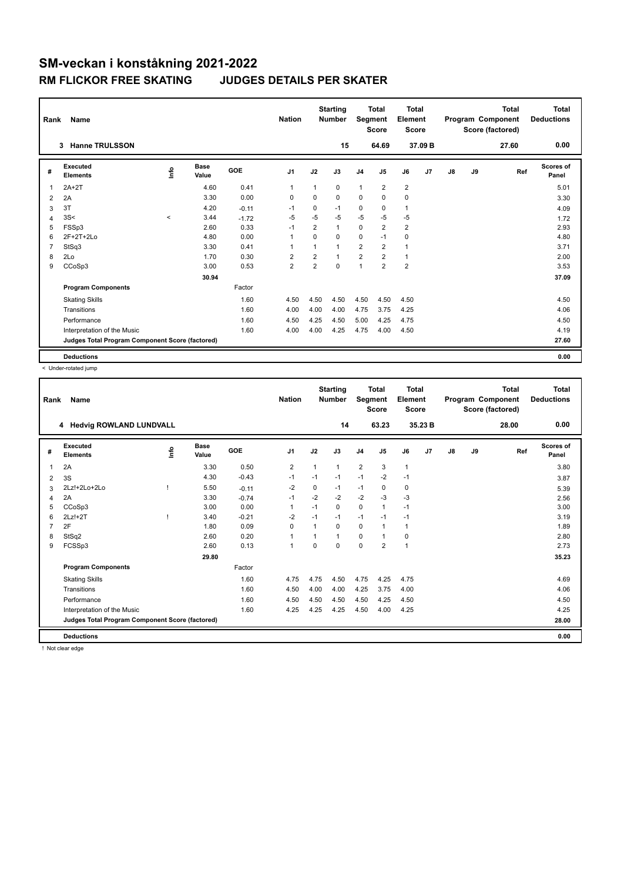# SM-veckan i konståkning 2021-2022

## RM FLICKOR FREE SKATING JUDGES DETAILS PER SKATER

| Rank | Name | Nation | Starting Number | Total Segment Score | Total Element Score | Total Program Component Score (factored) | Total Deductions |
|---|---|---|---|---|---|---|---|
| 3 | Hanne TRULSSON | | 15 | 64.69 | 37.09 B | 27.60 | 0.00 |

| # | Executed Elements | Info | Base Value | GOE | J1 | J2 | J3 | J4 | J5 | J6 | J7 | J8 | J9 | Ref | Scores of Panel |
|---|---|---|---|---|---|---|---|---|---|---|---|---|---|---|---|
| 1 | 2A+2T | | 4.60 | 0.41 | 1 | 1 | 0 | 1 | 2 | 2 | | | | | 5.01 |
| 2 | 2A | | 3.30 | 0.00 | 0 | 0 | 0 | 0 | 0 | 0 | | | | | 3.30 |
| 3 | 3T | | 4.20 | -0.11 | -1 | 0 | -1 | 0 | 0 | 1 | | | | | 4.09 |
| 4 | 3S< | < | 3.44 | -1.72 | -5 | -5 | -5 | -5 | -5 | -5 | | | | | 1.72 |
| 5 | FSSp3 | | 2.60 | 0.33 | -1 | 2 | 1 | 0 | 2 | 2 | | | | | 2.93 |
| 6 | 2F+2T+2Lo | | 4.80 | 0.00 | 1 | 0 | 0 | 0 | -1 | 0 | | | | | 4.80 |
| 7 | StSq3 | | 3.30 | 0.41 | 1 | 1 | 1 | 2 | 2 | 1 | | | | | 3.71 |
| 8 | 2Lo | | 1.70 | 0.30 | 2 | 2 | 1 | 2 | 2 | 1 | | | | | 2.00 |
| 9 | CCoSp3 | | 3.00 | 0.53 | 2 | 2 | 0 | 1 | 2 | 2 | | | | | 3.53 |
| | | | 30.94 | | | | | | | | | | | | 37.09 |
| | **Program Components** | | | Factor | | | | | | | | | | | |
| | Skating Skills | | | 1.60 | 4.50 | 4.50 | 4.50 | 4.50 | 4.50 | 4.50 | | | | | 4.50 |
| | Transitions | | | 1.60 | 4.00 | 4.00 | 4.00 | 4.75 | 3.75 | 4.25 | | | | | 4.06 |
| | Performance | | | 1.60 | 4.50 | 4.25 | 4.50 | 5.00 | 4.25 | 4.75 | | | | | 4.50 |
| | Interpretation of the Music | | | 1.60 | 4.00 | 4.00 | 4.25 | 4.75 | 4.00 | 4.50 | | | | | 4.19 |
| | **Judges Total Program Component Score (factored)** | | | | | | | | | | | | | | 27.60 |
| | **Deductions** | | | | | | | | | | | | | | 0.00 |

< Under-rotated jump

| Rank | Name | Nation | Starting Number | Total Segment Score | Total Element Score | Total Program Component Score (factored) | Total Deductions |
|---|---|---|---|---|---|---|---|
| 4 | Hedvig ROWLAND LUNDVALL | | 14 | 63.23 | 35.23 B | 28.00 | 0.00 |

| # | Executed Elements | Info | Base Value | GOE | J1 | J2 | J3 | J4 | J5 | J6 | J7 | J8 | J9 | Ref | Scores of Panel |
|---|---|---|---|---|---|---|---|---|---|---|---|---|---|---|---|
| 1 | 2A | | 3.30 | 0.50 | 2 | 1 | 1 | 2 | 3 | 1 | | | | | 3.80 |
| 2 | 3S | | 4.30 | -0.43 | -1 | -1 | -1 | -1 | -2 | -1 | | | | | 3.87 |
| 3 | 2Lz!+2Lo+2Lo | ! | 5.50 | -0.11 | -2 | 0 | -1 | -1 | 0 | 0 | | | | | 5.39 |
| 4 | 2A | | 3.30 | -0.74 | -1 | -2 | -2 | -2 | -3 | -3 | | | | | 2.56 |
| 5 | CCoSp3 | | 3.00 | 0.00 | 1 | -1 | 0 | 0 | 1 | -1 | | | | | 3.00 |
| 6 | 2Lz!+2T | ! | 3.40 | -0.21 | -2 | -1 | -1 | -1 | -1 | -1 | | | | | 3.19 |
| 7 | 2F | | 1.80 | 0.09 | 0 | 1 | 0 | 0 | 1 | 1 | | | | | 1.89 |
| 8 | StSq2 | | 2.60 | 0.20 | 1 | 1 | 1 | 0 | 1 | 0 | | | | | 2.80 |
| 9 | FCSSp3 | | 2.60 | 0.13 | 1 | 0 | 0 | 0 | 2 | 1 | | | | | 2.73 |
| | | | 29.80 | | | | | | | | | | | | 35.23 |
| | **Program Components** | | | Factor | | | | | | | | | | | |
| | Skating Skills | | | 1.60 | 4.75 | 4.75 | 4.50 | 4.75 | 4.25 | 4.75 | | | | | 4.69 |
| | Transitions | | | 1.60 | 4.50 | 4.00 | 4.00 | 4.25 | 3.75 | 4.00 | | | | | 4.06 |
| | Performance | | | 1.60 | 4.50 | 4.50 | 4.50 | 4.50 | 4.25 | 4.50 | | | | | 4.50 |
| | Interpretation of the Music | | | 1.60 | 4.25 | 4.25 | 4.25 | 4.50 | 4.00 | 4.25 | | | | | 4.25 |
| | **Judges Total Program Component Score (factored)** | | | | | | | | | | | | | | 28.00 |
| | **Deductions** | | | | | | | | | | | | | | 0.00 |

! Not clear edge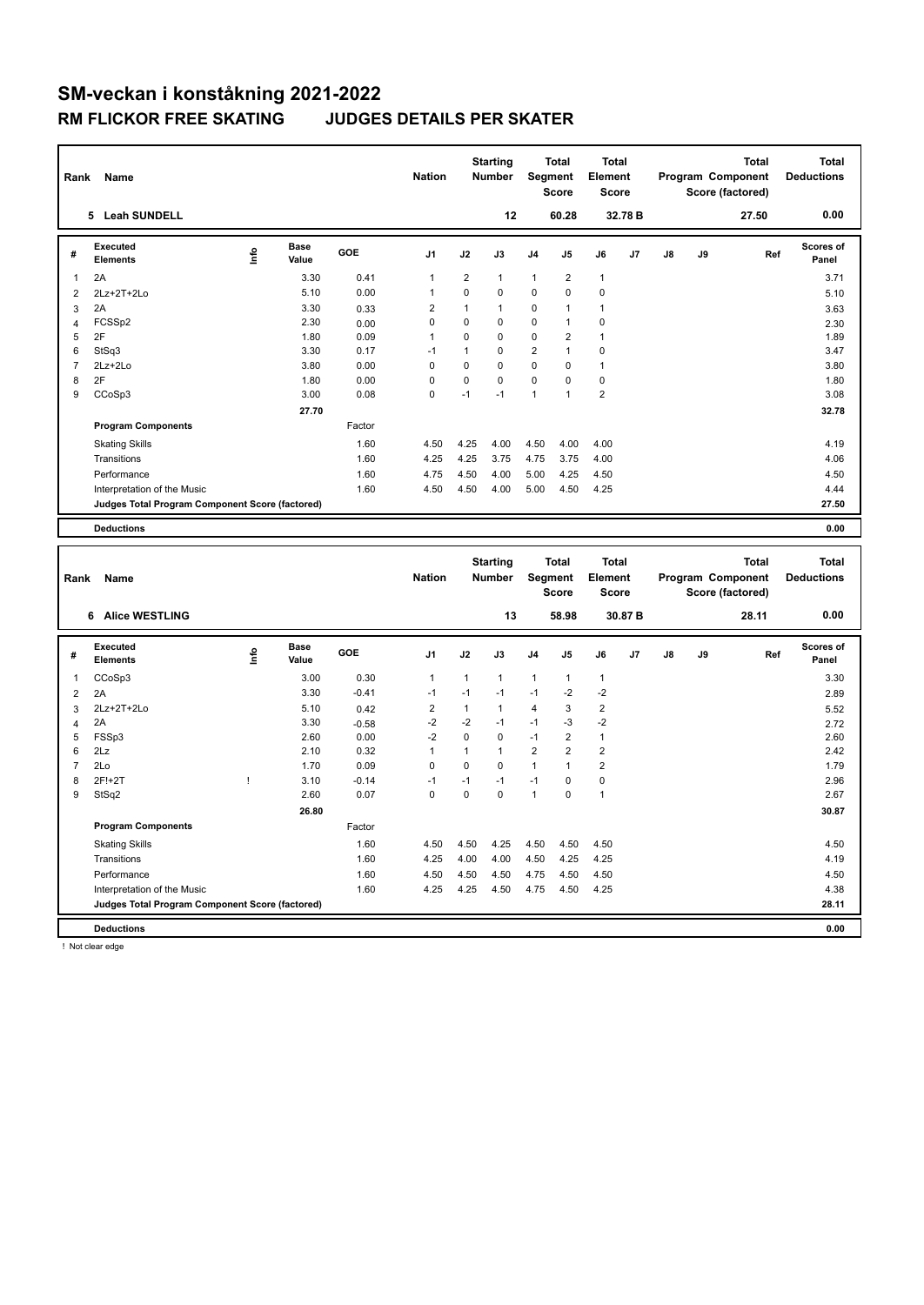# SM-veckan i konståkning 2021-2022

## RM FLICKOR FREE SKATING JUDGES DETAILS PER SKATER

| Rank | Name | Nation | Starting Number | Total Segment Score | Total Element Score | Total Program Component Score (factored) | Total Deductions |
|---|---|---|---|---|---|---|---|
| 5 | Leah SUNDELL | | 12 | 60.28 | 32.78 B | 27.50 | 0.00 |

| # | Executed Elements | Info | Base Value | GOE | J1 | J2 | J3 | J4 | J5 | J6 | J7 | J8 | J9 | Ref | Scores of Panel |
|---|---|---|---|---|---|---|---|---|---|---|---|---|---|---|---|
| 1 | 2A | | 3.30 | 0.41 | 1 | 2 | 1 | 1 | 2 | 1 | | | | | 3.71 |
| 2 | 2Lz+2T+2Lo | | 5.10 | 0.00 | 1 | 0 | 0 | 0 | 0 | 0 | | | | | 5.10 |
| 3 | 2A | | 3.30 | 0.33 | 2 | 1 | 1 | 0 | 1 | 1 | | | | | 3.63 |
| 4 | FCSSp2 | | 2.30 | 0.00 | 0 | 0 | 0 | 0 | 1 | 0 | | | | | 2.30 |
| 5 | 2F | | 1.80 | 0.09 | 1 | 0 | 0 | 0 | 2 | 1 | | | | | 1.89 |
| 6 | StSq3 | | 3.30 | 0.17 | -1 | 1 | 0 | 2 | 1 | 0 | | | | | 3.47 |
| 7 | 2Lz+2Lo | | 3.80 | 0.00 | 0 | 0 | 0 | 0 | 0 | 1 | | | | | 3.80 |
| 8 | 2F | | 1.80 | 0.00 | 0 | 0 | 0 | 0 | 0 | 0 | | | | | 1.80 |
| 9 | CCoSp3 | | 3.00 | 0.08 | 0 | -1 | -1 | 1 | 1 | 2 | | | | | 3.08 |
| | | | 27.70 | | | | | | | | | | | | 32.78 |
| | **Program Components** | | | Factor | | | | | | | | | | | |
| | Skating Skills | | | 1.60 | 4.50 | 4.25 | 4.00 | 4.50 | 4.00 | 4.00 | | | | | 4.19 |
| | Transitions | | | 1.60 | 4.25 | 4.25 | 3.75 | 4.75 | 3.75 | 4.00 | | | | | 4.06 |
| | Performance | | | 1.60 | 4.75 | 4.50 | 4.00 | 5.00 | 4.25 | 4.50 | | | | | 4.50 |
| | Interpretation of the Music | | | 1.60 | 4.50 | 4.50 | 4.00 | 5.00 | 4.50 | 4.25 | | | | | 4.44 |
| | **Judges Total Program Component Score (factored)** | | | | | | | | | | | | | | 27.50 |
| | **Deductions** | | | | | | | | | | | | | | 0.00 |

| Rank | Name | Nation | Starting Number | Total Segment Score | Total Element Score | Total Program Component Score (factored) | Total Deductions |
|---|---|---|---|---|---|---|---|
| 6 | Alice WESTLING | | 13 | 58.98 | 30.87 B | 28.11 | 0.00 |

| # | Executed Elements | Info | Base Value | GOE | J1 | J2 | J3 | J4 | J5 | J6 | J7 | J8 | J9 | Ref | Scores of Panel |
|---|---|---|---|---|---|---|---|---|---|---|---|---|---|---|---|
| 1 | CCoSp3 | | 3.00 | 0.30 | 1 | 1 | 1 | 1 | 1 | 1 | | | | | 3.30 |
| 2 | 2A | | 3.30 | -0.41 | -1 | -1 | -1 | -1 | -2 | -2 | | | | | 2.89 |
| 3 | 2Lz+2T+2Lo | | 5.10 | 0.42 | 2 | 1 | 1 | 4 | 3 | 2 | | | | | 5.52 |
| 4 | 2A | | 3.30 | -0.58 | -2 | -2 | -1 | -1 | -3 | -2 | | | | | 2.72 |
| 5 | FSSp3 | | 2.60 | 0.00 | -2 | 0 | 0 | -1 | 2 | 1 | | | | | 2.60 |
| 6 | 2Lz | | 2.10 | 0.32 | 1 | 1 | 1 | 2 | 2 | 2 | | | | | 2.42 |
| 7 | 2Lo | | 1.70 | 0.09 | 0 | 0 | 0 | 1 | 1 | 2 | | | | | 1.79 |
| 8 | 2F!+2T | ! | 3.10 | -0.14 | -1 | -1 | -1 | -1 | 0 | 0 | | | | | 2.96 |
| 9 | StSq2 | | 2.60 | 0.07 | 0 | 0 | 0 | 1 | 0 | 1 | | | | | 2.67 |
| | | | 26.80 | | | | | | | | | | | | 30.87 |
| | **Program Components** | | | Factor | | | | | | | | | | | |
| | Skating Skills | | | 1.60 | 4.50 | 4.50 | 4.25 | 4.50 | 4.50 | 4.50 | | | | | 4.50 |
| | Transitions | | | 1.60 | 4.25 | 4.00 | 4.00 | 4.50 | 4.25 | 4.25 | | | | | 4.19 |
| | Performance | | | 1.60 | 4.50 | 4.50 | 4.50 | 4.75 | 4.50 | 4.50 | | | | | 4.50 |
| | Interpretation of the Music | | | 1.60 | 4.25 | 4.25 | 4.50 | 4.75 | 4.50 | 4.25 | | | | | 4.38 |
| | **Judges Total Program Component Score (factored)** | | | | | | | | | | | | | | 28.11 |
| | **Deductions** | | | | | | | | | | | | | | 0.00 |

! Not clear edge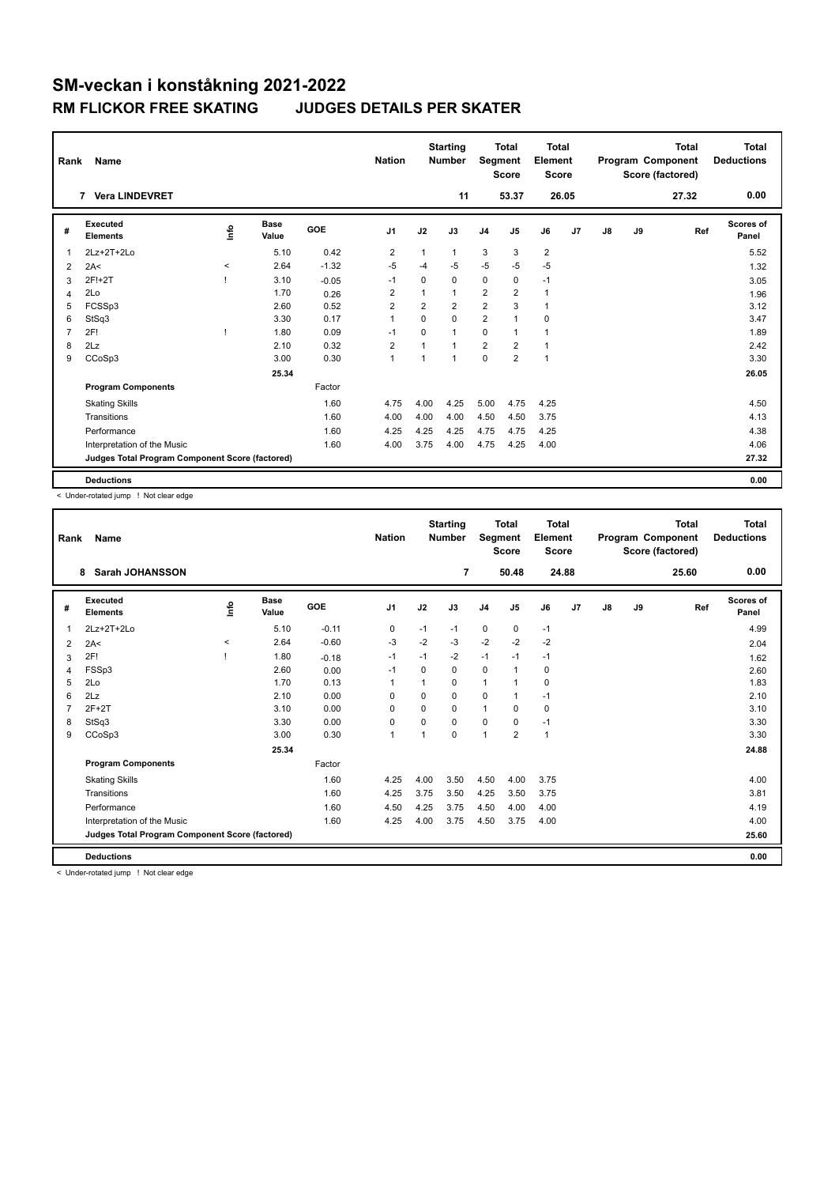# SM-veckan i konståkning 2021-2022

## RM FLICKOR FREE SKATING JUDGES DETAILS PER SKATER

| Rank | Name | Nation | Starting Number | Total Segment Score | Total Element Score | Total Program Component Score (factored) | Total Deductions |
|---|---|---|---|---|---|---|---|
| 7 | Vera LINDEVRET | | 11 | 53.37 | 26.05 | 27.32 | 0.00 |

| # | Executed Elements | Info | Base Value | GOE | J1 | J2 | J3 | J4 | J5 | J6 | J7 | J8 | J9 | Ref | Scores of Panel |
|---|---|---|---|---|---|---|---|---|---|---|---|---|---|---|---|
| 1 | 2Lz+2T+2Lo | | 5.10 | 0.42 | 2 | 1 | 1 | 3 | 3 | 2 | | | | | 5.52 |
| 2 | 2A< | < | 2.64 | -1.32 | -5 | -4 | -5 | -5 | -5 | -5 | | | | | 1.32 |
| 3 | 2F!+2T | ! | 3.10 | -0.05 | -1 | 0 | 0 | 0 | 0 | -1 | | | | | 3.05 |
| 4 | 2Lo | | 1.70 | 0.26 | 2 | 1 | 1 | 2 | 2 | 1 | | | | | 1.96 |
| 5 | FCSSp3 | | 2.60 | 0.52 | 2 | 2 | 2 | 2 | 3 | 1 | | | | | 3.12 |
| 6 | StSq3 | | 3.30 | 0.17 | 1 | 0 | 0 | 2 | 1 | 0 | | | | | 3.47 |
| 7 | 2F! | ! | 1.80 | 0.09 | -1 | 0 | 1 | 0 | 1 | 1 | | | | | 1.89 |
| 8 | 2Lz | | 2.10 | 0.32 | 2 | 1 | 1 | 2 | 2 | 1 | | | | | 2.42 |
| 9 | CCoSp3 | | 3.00 | 0.30 | 1 | 1 | 1 | 0 | 2 | 1 | | | | | 3.30 |
| | | | 25.34 | | | | | | | | | | | | 26.05 |
| | **Program Components** | | | Factor | | | | | | | | | | | |
| | Skating Skills | | | 1.60 | 4.75 | 4.00 | 4.25 | 5.00 | 4.75 | 4.25 | | | | | 4.50 |
| | Transitions | | | 1.60 | 4.00 | 4.00 | 4.00 | 4.50 | 4.50 | 3.75 | | | | | 4.13 |
| | Performance | | | 1.60 | 4.25 | 4.25 | 4.25 | 4.75 | 4.75 | 4.25 | | | | | 4.38 |
| | Interpretation of the Music | | | 1.60 | 4.00 | 3.75 | 4.00 | 4.75 | 4.25 | 4.00 | | | | | 4.06 |
| | **Judges Total Program Component Score (factored)** | | | | | | | | | | | | | | 27.32 |
| | **Deductions** | | | | | | | | | | | | | | 0.00 |

< Under-rotated jump ! Not clear edge

| Rank | Name | Nation | Starting Number | Total Segment Score | Total Element Score | Total Program Component Score (factored) | Total Deductions |
|---|---|---|---|---|---|---|---|
| 8 | Sarah JOHANSSON | | 7 | 50.48 | 24.88 | 25.60 | 0.00 |

| # | Executed Elements | Info | Base Value | GOE | J1 | J2 | J3 | J4 | J5 | J6 | J7 | J8 | J9 | Ref | Scores of Panel |
|---|---|---|---|---|---|---|---|---|---|---|---|---|---|---|---|
| 1 | 2Lz+2T+2Lo | | 5.10 | -0.11 | 0 | -1 | -1 | 0 | 0 | -1 | | | | | 4.99 |
| 2 | 2A< | < | 2.64 | -0.60 | -3 | -2 | -3 | -2 | -2 | -2 | | | | | 2.04 |
| 3 | 2F! | ! | 1.80 | -0.18 | -1 | -1 | -2 | -1 | -1 | -1 | | | | | 1.62 |
| 4 | FSSp3 | | 2.60 | 0.00 | -1 | 0 | 0 | 0 | 1 | 0 | | | | | 2.60 |
| 5 | 2Lo | | 1.70 | 0.13 | 1 | 1 | 0 | 1 | 1 | 0 | | | | | 1.83 |
| 6 | 2Lz | | 2.10 | 0.00 | 0 | 0 | 0 | 0 | 1 | -1 | | | | | 2.10 |
| 7 | 2F+2T | | 3.10 | 0.00 | 0 | 0 | 0 | 1 | 0 | 0 | | | | | 3.10 |
| 8 | StSq3 | | 3.30 | 0.00 | 0 | 0 | 0 | 0 | 0 | -1 | | | | | 3.30 |
| 9 | CCoSp3 | | 3.00 | 0.30 | 1 | 1 | 0 | 1 | 2 | 1 | | | | | 3.30 |
| | | | 25.34 | | | | | | | | | | | | 24.88 |
| | **Program Components** | | | Factor | | | | | | | | | | | |
| | Skating Skills | | | 1.60 | 4.25 | 4.00 | 3.50 | 4.50 | 4.00 | 3.75 | | | | | 4.00 |
| | Transitions | | | 1.60 | 4.25 | 3.75 | 3.50 | 4.25 | 3.50 | 3.75 | | | | | 3.81 |
| | Performance | | | 1.60 | 4.50 | 4.25 | 3.75 | 4.50 | 4.00 | 4.00 | | | | | 4.19 |
| | Interpretation of the Music | | | 1.60 | 4.25 | 4.00 | 3.75 | 4.50 | 3.75 | 4.00 | | | | | 4.00 |
| | **Judges Total Program Component Score (factored)** | | | | | | | | | | | | | | 25.60 |
| | **Deductions** | | | | | | | | | | | | | | 0.00 |

< Under-rotated jump ! Not clear edge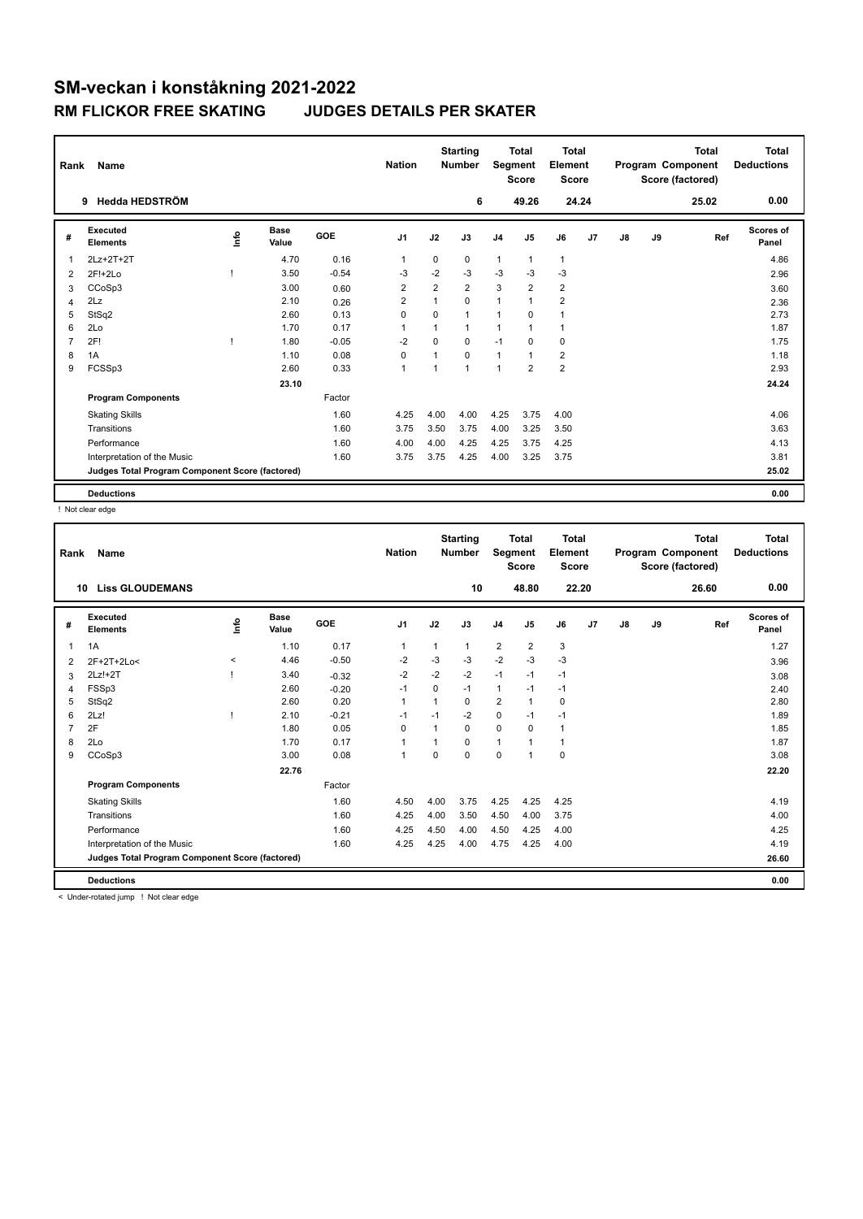# SM-veckan i konståkning 2021-2022

## RM FLICKOR FREE SKATING JUDGES DETAILS PER SKATER

| Rank | Name | Nation | Starting Number | Total Segment Score | Total Element Score | Total Program Component Score (factored) | Total Deductions |
|---|---|---|---|---|---|---|---|
| 9 | Hedda HEDSTRÖM | | 6 | 49.26 | 24.24 | 25.02 | 0.00 |

| # | Executed Elements | Info | Base Value | GOE | J1 | J2 | J3 | J4 | J5 | J6 | J7 | J8 | J9 | Ref | Scores of Panel |
|---|---|---|---|---|---|---|---|---|---|---|---|---|---|---|---|
| 1 | 2Lz+2T+2T | | 4.70 | 0.16 | 1 | 0 | 0 | 1 | 1 | 1 | | | | | 4.86 |
| 2 | 2F!+2Lo | ! | 3.50 | -0.54 | -3 | -2 | -3 | -3 | -3 | -3 | | | | | 2.96 |
| 3 | CCoSp3 | | 3.00 | 0.60 | 2 | 2 | 2 | 3 | 2 | 2 | | | | | 3.60 |
| 4 | 2Lz | | 2.10 | 0.26 | 2 | 1 | 0 | 1 | 1 | 2 | | | | | 2.36 |
| 5 | StSq2 | | 2.60 | 0.13 | 0 | 0 | 1 | 1 | 0 | 1 | | | | | 2.73 |
| 6 | 2Lo | | 1.70 | 0.17 | 1 | 1 | 1 | 1 | 1 | 1 | | | | | 1.87 |
| 7 | 2F! | ! | 1.80 | -0.05 | -2 | 0 | 0 | -1 | 0 | 0 | | | | | 1.75 |
| 8 | 1A | | 1.10 | 0.08 | 0 | 1 | 0 | 1 | 1 | 2 | | | | | 1.18 |
| 9 | FCSSp3 | | 2.60 | 0.33 | 1 | 1 | 1 | 1 | 2 | 2 | | | | | 2.93 |
| | | | 23.10 | | | | | | | | | | | | 24.24 |
| | **Program Components** | | | Factor | | | | | | | | | | | |
| | Skating Skills | | | 1.60 | 4.25 | 4.00 | 4.00 | 4.25 | 3.75 | 4.00 | | | | | 4.06 |
| | Transitions | | | 1.60 | 3.75 | 3.50 | 3.75 | 4.00 | 3.25 | 3.50 | | | | | 3.63 |
| | Performance | | | 1.60 | 4.00 | 4.00 | 4.25 | 4.25 | 3.75 | 4.25 | | | | | 4.13 |
| | Interpretation of the Music | | | 1.60 | 3.75 | 3.75 | 4.25 | 4.00 | 3.25 | 3.75 | | | | | 3.81 |
| | **Judges Total Program Component Score (factored)** | | | | | | | | | | | | | | 25.02 |
| | **Deductions** | | | | | | | | | | | | | | 0.00 |

! Not clear edge

| Rank | Name | Nation | Starting Number | Total Segment Score | Total Element Score | Total Program Component Score (factored) | Total Deductions |
|---|---|---|---|---|---|---|---|
| 10 | Liss GLOUDEMANS | | 10 | 48.80 | 22.20 | 26.60 | 0.00 |

| # | Executed Elements | Info | Base Value | GOE | J1 | J2 | J3 | J4 | J5 | J6 | J7 | J8 | J9 | Ref | Scores of Panel |
|---|---|---|---|---|---|---|---|---|---|---|---|---|---|---|---|
| 1 | 1A | | 1.10 | 0.17 | 1 | 1 | 1 | 2 | 2 | 3 | | | | | 1.27 |
| 2 | 2F+2T+2Lo< | < | 4.46 | -0.50 | -2 | -3 | -3 | -2 | -3 | -3 | | | | | 3.96 |
| 3 | 2Lz!+2T | ! | 3.40 | -0.32 | -2 | -2 | -2 | -1 | -1 | -1 | | | | | 3.08 |
| 4 | FSSp3 | | 2.60 | -0.20 | -1 | 0 | -1 | 1 | -1 | -1 | | | | | 2.40 |
| 5 | StSq2 | | 2.60 | 0.20 | 1 | 1 | 0 | 2 | 1 | 0 | | | | | 2.80 |
| 6 | 2Lz! | ! | 2.10 | -0.21 | -1 | -1 | -2 | 0 | -1 | -1 | | | | | 1.89 |
| 7 | 2F | | 1.80 | 0.05 | 0 | 1 | 0 | 0 | 0 | 1 | | | | | 1.85 |
| 8 | 2Lo | | 1.70 | 0.17 | 1 | 1 | 0 | 1 | 1 | 1 | | | | | 1.87 |
| 9 | CCoSp3 | | 3.00 | 0.08 | 1 | 0 | 0 | 0 | 1 | 0 | | | | | 3.08 |
| | | | 22.76 | | | | | | | | | | | | 22.20 |
| | **Program Components** | | | Factor | | | | | | | | | | | |
| | Skating Skills | | | 1.60 | 4.50 | 4.00 | 3.75 | 4.25 | 4.25 | 4.25 | | | | | 4.19 |
| | Transitions | | | 1.60 | 4.25 | 4.00 | 3.50 | 4.50 | 4.00 | 3.75 | | | | | 4.00 |
| | Performance | | | 1.60 | 4.25 | 4.50 | 4.00 | 4.50 | 4.25 | 4.00 | | | | | 4.25 |
| | Interpretation of the Music | | | 1.60 | 4.25 | 4.25 | 4.00 | 4.75 | 4.25 | 4.00 | | | | | 4.19 |
| | **Judges Total Program Component Score (factored)** | | | | | | | | | | | | | | 26.60 |
| | **Deductions** | | | | | | | | | | | | | | 0.00 |

< Under-rotated jump ! Not clear edge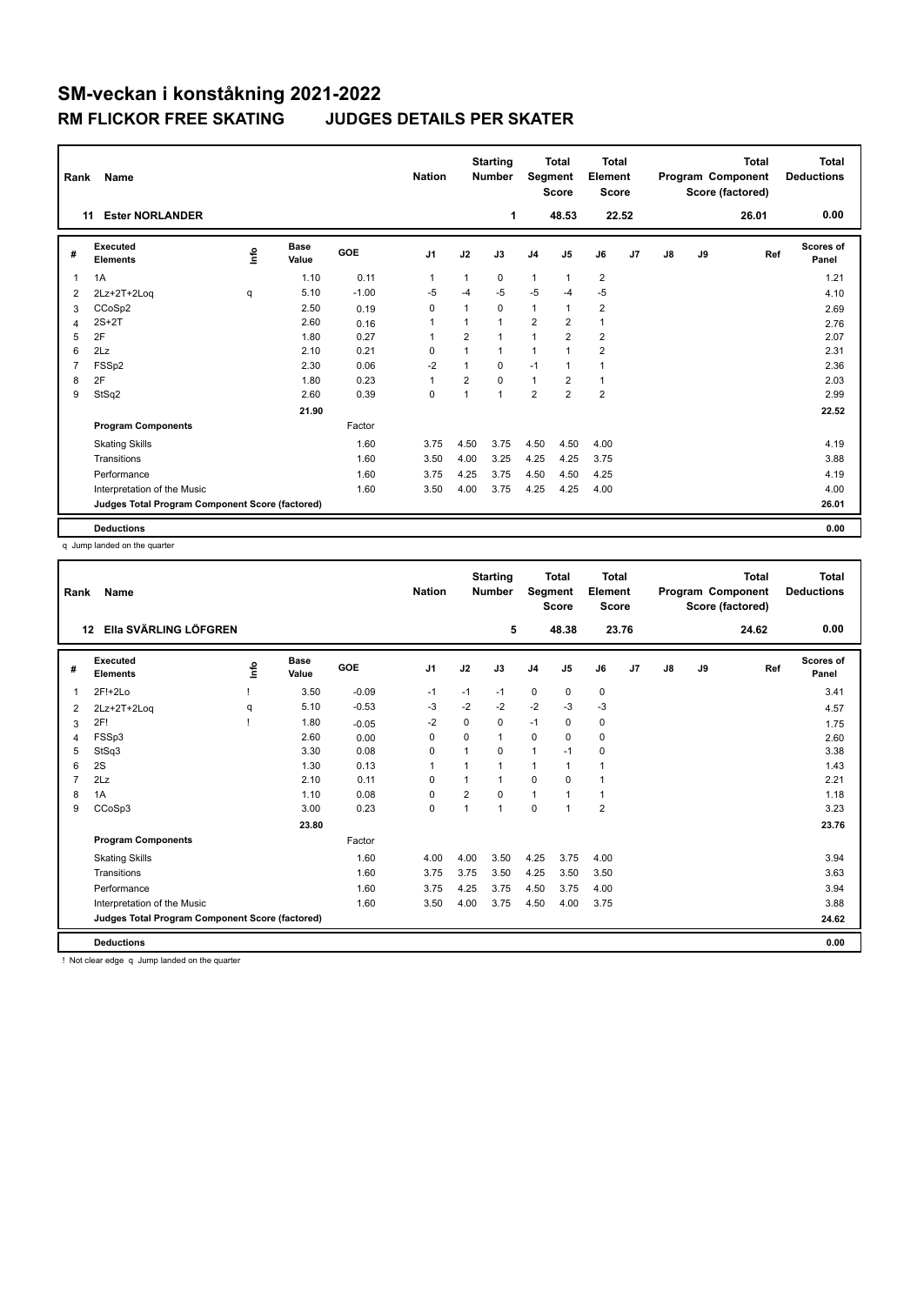# SM-veckan i konståkning 2021-2022

## RM FLICKOR FREE SKATING JUDGES DETAILS PER SKATER

| Rank | Name | Nation | Starting Number | Total Segment Score | Total Element Score | Total Program Component Score (factored) | Total Deductions |
|---|---|---|---|---|---|---|---|
| 11 | Ester NORLANDER | | 1 | 48.53 | 22.52 | 26.01 | 0.00 |

| # | Executed Elements | Info | Base Value | GOE | J1 | J2 | J3 | J4 | J5 | J6 | J7 | J8 | J9 | Ref | Scores of Panel |
|---|---|---|---|---|---|---|---|---|---|---|---|---|---|---|---|
| 1 | 1A | | 1.10 | 0.11 | 1 | 1 | 0 | 1 | 1 | 2 | | | | | 1.21 |
| 2 | 2Lz+2T+2Loq | q | 5.10 | -1.00 | -5 | -4 | -5 | -5 | -4 | -5 | | | | | 4.10 |
| 3 | CCoSp2 | | 2.50 | 0.19 | 0 | 1 | 0 | 1 | 1 | 2 | | | | | 2.69 |
| 4 | 2S+2T | | 2.60 | 0.16 | 1 | 1 | 1 | 2 | 2 | 1 | | | | | 2.76 |
| 5 | 2F | | 1.80 | 0.27 | 1 | 2 | 1 | 1 | 2 | 2 | | | | | 2.07 |
| 6 | 2Lz | | 2.10 | 0.21 | 0 | 1 | 1 | 1 | 1 | 2 | | | | | 2.31 |
| 7 | FSSp2 | | 2.30 | 0.06 | -2 | 1 | 0 | -1 | 1 | 1 | | | | | 2.36 |
| 8 | 2F | | 1.80 | 0.23 | 1 | 2 | 0 | 1 | 2 | 1 | | | | | 2.03 |
| 9 | StSq2 | | 2.60 | 0.39 | 0 | 1 | 1 | 2 | 2 | 2 | | | | | 2.99 |
| | | | 21.90 | | | | | | | | | | | | 22.52 |
| | **Program Components** | | | Factor | | | | | | | | | | | |
| | Skating Skills | | | 1.60 | 3.75 | 4.50 | 3.75 | 4.50 | 4.50 | 4.00 | | | | | 4.19 |
| | Transitions | | | 1.60 | 3.50 | 4.00 | 3.25 | 4.25 | 4.25 | 3.75 | | | | | 3.88 |
| | Performance | | | 1.60 | 3.75 | 4.25 | 3.75 | 4.50 | 4.50 | 4.25 | | | | | 4.19 |
| | Interpretation of the Music | | | 1.60 | 3.50 | 4.00 | 3.75 | 4.25 | 4.25 | 4.00 | | | | | 4.00 |
| | **Judges Total Program Component Score (factored)** | | | | | | | | | | | | | | 26.01 |
| | **Deductions** | | | | | | | | | | | | | | 0.00 |

q Jump landed on the quarter

| Rank | Name | Nation | Starting Number | Total Segment Score | Total Element Score | Total Program Component Score (factored) | Total Deductions |
|---|---|---|---|---|---|---|---|
| 12 | Ella SVÄRLING LÖFGREN | | 5 | 48.38 | 23.76 | 24.62 | 0.00 |

| # | Executed Elements | Info | Base Value | GOE | J1 | J2 | J3 | J4 | J5 | J6 | J7 | J8 | J9 | Ref | Scores of Panel |
|---|---|---|---|---|---|---|---|---|---|---|---|---|---|---|---|
| 1 | 2F!+2Lo | ! | 3.50 | -0.09 | -1 | -1 | -1 | 0 | 0 | 0 | | | | | 3.41 |
| 2 | 2Lz+2T+2Loq | q | 5.10 | -0.53 | -3 | -2 | -2 | -2 | -3 | -3 | | | | | 4.57 |
| 3 | 2F! | ! | 1.80 | -0.05 | -2 | 0 | 0 | -1 | 0 | 0 | | | | | 1.75 |
| 4 | FSSp3 | | 2.60 | 0.00 | 0 | 0 | 1 | 0 | 0 | 0 | | | | | 2.60 |
| 5 | StSq3 | | 3.30 | 0.08 | 0 | 1 | 0 | 1 | -1 | 0 | | | | | 3.38 |
| 6 | 2S | | 1.30 | 0.13 | 1 | 1 | 1 | 1 | 1 | 1 | | | | | 1.43 |
| 7 | 2Lz | | 2.10 | 0.11 | 0 | 1 | 1 | 0 | 0 | 1 | | | | | 2.21 |
| 8 | 1A | | 1.10 | 0.08 | 0 | 2 | 0 | 1 | 1 | 1 | | | | | 1.18 |
| 9 | CCoSp3 | | 3.00 | 0.23 | 0 | 1 | 1 | 0 | 1 | 2 | | | | | 3.23 |
| | | | 23.80 | | | | | | | | | | | | 23.76 |
| | **Program Components** | | | Factor | | | | | | | | | | | |
| | Skating Skills | | | 1.60 | 4.00 | 4.00 | 3.50 | 4.25 | 3.75 | 4.00 | | | | | 3.94 |
| | Transitions | | | 1.60 | 3.75 | 3.75 | 3.50 | 4.25 | 3.50 | 3.50 | | | | | 3.63 |
| | Performance | | | 1.60 | 3.75 | 4.25 | 3.75 | 4.50 | 3.75 | 4.00 | | | | | 3.94 |
| | Interpretation of the Music | | | 1.60 | 3.50 | 4.00 | 3.75 | 4.50 | 4.00 | 3.75 | | | | | 3.88 |
| | **Judges Total Program Component Score (factored)** | | | | | | | | | | | | | | 24.62 |
| | **Deductions** | | | | | | | | | | | | | | 0.00 |

! Not clear edge q Jump landed on the quarter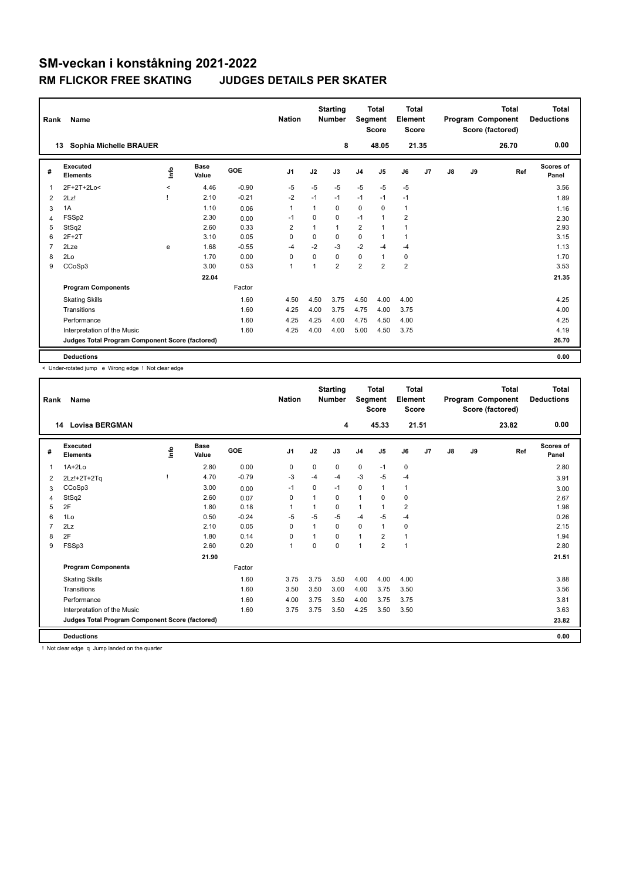# SM-veckan i konståkning 2021-2022

## RM FLICKOR FREE SKATING JUDGES DETAILS PER SKATER

| Rank | Name | Nation | Starting Number | Total Segment Score | Total Element Score | Total Program Component Score (factored) | Total Deductions |
|---|---|---|---|---|---|---|---|
| 13 | Sophia Michelle BRAUER | | 8 | 48.05 | 21.35 | 26.70 | 0.00 |

| # | Executed Elements | Info | Base Value | GOE | J1 | J2 | J3 | J4 | J5 | J6 | J7 | J8 | J9 | Ref | Scores of Panel |
|---|---|---|---|---|---|---|---|---|---|---|---|---|---|---|---|
| 1 | 2F+2T+2Lo< | < | 4.46 | -0.90 | -5 | -5 | -5 | -5 | -5 | -5 | | | | | 3.56 |
| 2 | 2Lz! | ! | 2.10 | -0.21 | -2 | -1 | -1 | -1 | -1 | -1 | | | | | 1.89 |
| 3 | 1A | | 1.10 | 0.06 | 1 | 1 | 0 | 0 | 0 | 1 | | | | | 1.16 |
| 4 | FSSp2 | | 2.30 | 0.00 | -1 | 0 | 0 | -1 | 1 | 2 | | | | | 2.30 |
| 5 | StSq2 | | 2.60 | 0.33 | 2 | 1 | 1 | 2 | 1 | 1 | | | | | 2.93 |
| 6 | 2F+2T | | 3.10 | 0.05 | 0 | 0 | 0 | 0 | 1 | 1 | | | | | 3.15 |
| 7 | 2Lze | e | 1.68 | -0.55 | -4 | -2 | -3 | -2 | -4 | -4 | | | | | 1.13 |
| 8 | 2Lo | | 1.70 | 0.00 | 0 | 0 | 0 | 0 | 1 | 0 | | | | | 1.70 |
| 9 | CCoSp3 | | 3.00 | 0.53 | 1 | 1 | 2 | 2 | 2 | 2 | | | | | 3.53 |
| | | | 22.04 | | | | | | | | | | | | 21.35 |
| | **Program Components** | | | Factor | | | | | | | | | | | |
| | Skating Skills | | | 1.60 | 4.50 | 4.50 | 3.75 | 4.50 | 4.00 | 4.00 | | | | | 4.25 |
| | Transitions | | | 1.60 | 4.25 | 4.00 | 3.75 | 4.75 | 4.00 | 3.75 | | | | | 4.00 |
| | Performance | | | 1.60 | 4.25 | 4.25 | 4.00 | 4.75 | 4.50 | 4.00 | | | | | 4.25 |
| | Interpretation of the Music | | | 1.60 | 4.25 | 4.00 | 4.00 | 5.00 | 4.50 | 3.75 | | | | | 4.19 |
| | **Judges Total Program Component Score (factored)** | | | | | | | | | | | | | | 26.70 |
| | **Deductions** | | | | | | | | | | | | | | 0.00 |

< Under-rotated jump e Wrong edge ! Not clear edge

| Rank | Name | Nation | Starting Number | Total Segment Score | Total Element Score | Total Program Component Score (factored) | Total Deductions |
|---|---|---|---|---|---|---|---|
| 14 | Lovisa BERGMAN | | 4 | 45.33 | 21.51 | 23.82 | 0.00 |

| # | Executed Elements | Info | Base Value | GOE | J1 | J2 | J3 | J4 | J5 | J6 | J7 | J8 | J9 | Ref | Scores of Panel |
|---|---|---|---|---|---|---|---|---|---|---|---|---|---|---|---|
| 1 | 1A+2Lo | | 2.80 | 0.00 | 0 | 0 | 0 | 0 | -1 | 0 | | | | | 2.80 |
| 2 | 2Lz!+2T+2Tq | ! | 4.70 | -0.79 | -3 | -4 | -4 | -3 | -5 | -4 | | | | | 3.91 |
| 3 | CCoSp3 | | 3.00 | 0.00 | -1 | 0 | -1 | 0 | 1 | 1 | | | | | 3.00 |
| 4 | StSq2 | | 2.60 | 0.07 | 0 | 1 | 0 | 1 | 0 | 0 | | | | | 2.67 |
| 5 | 2F | | 1.80 | 0.18 | 1 | 1 | 0 | 1 | 1 | 2 | | | | | 1.98 |
| 6 | 1Lo | | 0.50 | -0.24 | -5 | -5 | -5 | -4 | -5 | -4 | | | | | 0.26 |
| 7 | 2Lz | | 2.10 | 0.05 | 0 | 1 | 0 | 0 | 1 | 0 | | | | | 2.15 |
| 8 | 2F | | 1.80 | 0.14 | 0 | 1 | 0 | 1 | 2 | 1 | | | | | 1.94 |
| 9 | FSSp3 | | 2.60 | 0.20 | 1 | 0 | 0 | 1 | 2 | 1 | | | | | 2.80 |
| | | | 21.90 | | | | | | | | | | | | 21.51 |
| | **Program Components** | | | Factor | | | | | | | | | | | |
| | Skating Skills | | | 1.60 | 3.75 | 3.75 | 3.50 | 4.00 | 4.00 | 4.00 | | | | | 3.88 |
| | Transitions | | | 1.60 | 3.50 | 3.50 | 3.00 | 4.00 | 3.75 | 3.50 | | | | | 3.56 |
| | Performance | | | 1.60 | 4.00 | 3.75 | 3.50 | 4.00 | 3.75 | 3.75 | | | | | 3.81 |
| | Interpretation of the Music | | | 1.60 | 3.75 | 3.75 | 3.50 | 4.25 | 3.50 | 3.50 | | | | | 3.63 |
| | **Judges Total Program Component Score (factored)** | | | | | | | | | | | | | | 23.82 |
| | **Deductions** | | | | | | | | | | | | | | 0.00 |

! Not clear edge q Jump landed on the quarter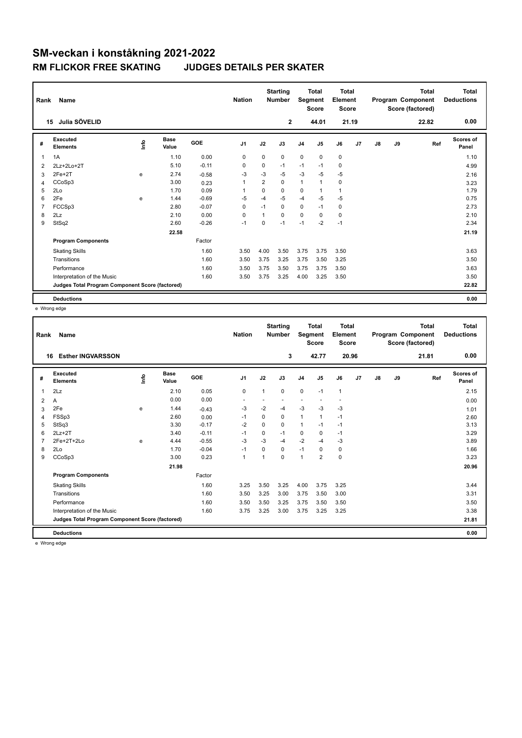# SM-veckan i konståkning 2021-2022

## RM FLICKOR FREE SKATING JUDGES DETAILS PER SKATER

| Rank | Name | Nation | Starting Number | Total Segment Score | Total Element Score | Total Program Component Score (factored) | Total Deductions |
|---|---|---|---|---|---|---|---|
| 15 | Julia SÖVELID | | 2 | 44.01 | 21.19 | 22.82 | 0.00 |

| # | Executed Elements | Info | Base Value | GOE | J1 | J2 | J3 | J4 | J5 | J6 | J7 | J8 | J9 | Ref | Scores of Panel |
|---|---|---|---|---|---|---|---|---|---|---|---|---|---|---|---|
| 1 | 1A | | 1.10 | 0.00 | 0 | 0 | 0 | 0 | 0 | 0 | | | | | 1.10 |
| 2 | 2Lz+2Lo+2T | | 5.10 | -0.11 | 0 | 0 | -1 | -1 | -1 | 0 | | | | | 4.99 |
| 3 | 2Fe+2T | e | 2.74 | -0.58 | -3 | -3 | -5 | -3 | -5 | -5 | | | | | 2.16 |
| 4 | CCoSp3 | | 3.00 | 0.23 | 1 | 2 | 0 | 1 | 1 | 0 | | | | | 3.23 |
| 5 | 2Lo | | 1.70 | 0.09 | 1 | 0 | 0 | 0 | 1 | 1 | | | | | 1.79 |
| 6 | 2Fe | e | 1.44 | -0.69 | -5 | -4 | -5 | -4 | -5 | -5 | | | | | 0.75 |
| 7 | FCCSp3 | | 2.80 | -0.07 | 0 | -1 | 0 | 0 | -1 | 0 | | | | | 2.73 |
| 8 | 2Lz | | 2.10 | 0.00 | 0 | 1 | 0 | 0 | 0 | 0 | | | | | 2.10 |
| 9 | StSq2 | | 2.60 | -0.26 | -1 | 0 | -1 | -1 | -2 | -1 | | | | | 2.34 |
| | | | 22.58 | | | | | | | | | | | | 21.19 |
| | **Program Components** | | | Factor | | | | | | | | | | | |
| | Skating Skills | | | 1.60 | 3.50 | 4.00 | 3.50 | 3.75 | 3.75 | 3.50 | | | | | 3.63 |
| | Transitions | | | 1.60 | 3.50 | 3.75 | 3.25 | 3.75 | 3.50 | 3.25 | | | | | 3.50 |
| | Performance | | | 1.60 | 3.50 | 3.75 | 3.50 | 3.75 | 3.75 | 3.50 | | | | | 3.63 |
| | Interpretation of the Music | | | 1.60 | 3.50 | 3.75 | 3.25 | 4.00 | 3.25 | 3.50 | | | | | 3.50 |
| | **Judges Total Program Component Score (factored)** | | | | | | | | | | | | | | 22.82 |
| | **Deductions** | | | | | | | | | | | | | | 0.00 |

e Wrong edge

| Rank | Name | Nation | Starting Number | Total Segment Score | Total Element Score | Total Program Component Score (factored) | Total Deductions |
|---|---|---|---|---|---|---|---|
| 16 | Esther INGVARSSON | | 3 | 42.77 | 20.96 | 21.81 | 0.00 |

| # | Executed Elements | Info | Base Value | GOE | J1 | J2 | J3 | J4 | J5 | J6 | J7 | J8 | J9 | Ref | Scores of Panel |
|---|---|---|---|---|---|---|---|---|---|---|---|---|---|---|---|
| 1 | 2Lz | | 2.10 | 0.05 | 0 | 1 | 0 | 0 | -1 | 1 | | | | | 2.15 |
| 2 | A | | 0.00 | 0.00 | - | - | - | - | - | - | | | | | 0.00 |
| 3 | 2Fe | e | 1.44 | -0.43 | -3 | -2 | -4 | -3 | -3 | -3 | | | | | 1.01 |
| 4 | FSSp3 | | 2.60 | 0.00 | -1 | 0 | 0 | 1 | 1 | -1 | | | | | 2.60 |
| 5 | StSq3 | | 3.30 | -0.17 | -2 | 0 | 0 | 1 | -1 | -1 | | | | | 3.13 |
| 6 | 2Lz+2T | | 3.40 | -0.11 | -1 | 0 | -1 | 0 | 0 | -1 | | | | | 3.29 |
| 7 | 2Fe+2T+2Lo | e | 4.44 | -0.55 | -3 | -3 | -4 | -2 | -4 | -3 | | | | | 3.89 |
| 8 | 2Lo | | 1.70 | -0.04 | -1 | 0 | 0 | -1 | 0 | 0 | | | | | 1.66 |
| 9 | CCoSp3 | | 3.00 | 0.23 | 1 | 1 | 0 | 1 | 2 | 0 | | | | | 3.23 |
| | | | 21.98 | | | | | | | | | | | | 20.96 |
| | **Program Components** | | | Factor | | | | | | | | | | | |
| | Skating Skills | | | 1.60 | 3.25 | 3.50 | 3.25 | 4.00 | 3.75 | 3.25 | | | | | 3.44 |
| | Transitions | | | 1.60 | 3.50 | 3.25 | 3.00 | 3.75 | 3.50 | 3.00 | | | | | 3.31 |
| | Performance | | | 1.60 | 3.50 | 3.50 | 3.25 | 3.75 | 3.50 | 3.50 | | | | | 3.50 |
| | Interpretation of the Music | | | 1.60 | 3.75 | 3.25 | 3.00 | 3.75 | 3.25 | 3.25 | | | | | 3.38 |
| | **Judges Total Program Component Score (factored)** | | | | | | | | | | | | | | 21.81 |
| | **Deductions** | | | | | | | | | | | | | | 0.00 |

e Wrong edge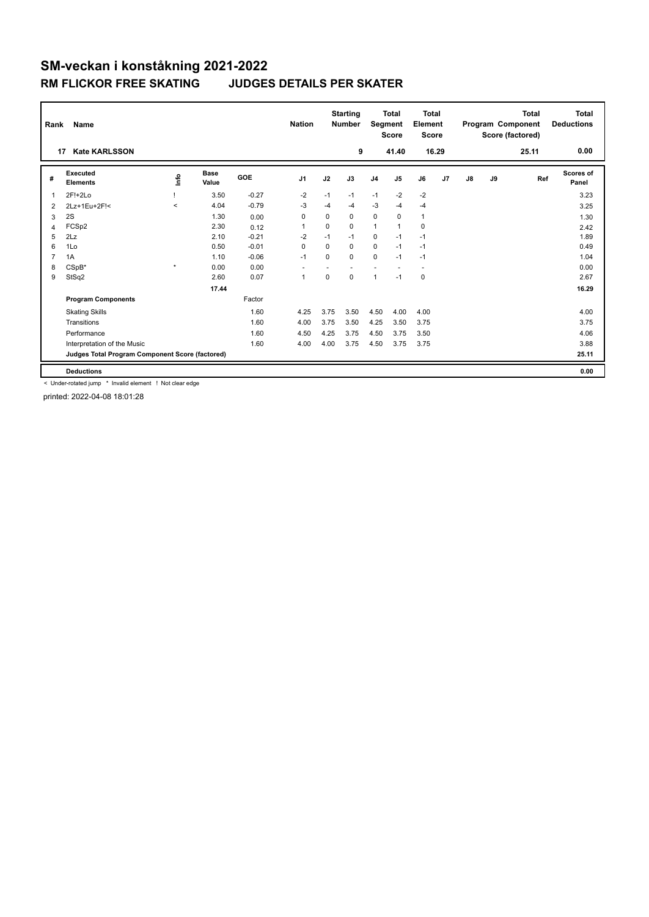# SM-veckan i konståkning 2021-2022

## RM FLICKOR FREE SKATING JUDGES DETAILS PER SKATER

| Rank | Name | Nation | Starting Number | Total Segment Score | Total Element Score | Total Program Component Score (factored) | Total Deductions |
|---|---|---|---|---|---|---|---|
| 17 | Kate KARLSSON | | 9 | 41.40 | 16.29 | 25.11 | 0.00 |

| # | Executed Elements | Info | Base Value | GOE | J1 | J2 | J3 | J4 | J5 | J6 | J7 | J8 | J9 | Ref | Scores of Panel |
|---|---|---|---|---|---|---|---|---|---|---|---|---|---|---|---|
| 1 | 2F!+2Lo | ! | 3.50 | -0.27 | -2 | -1 | -1 | -1 | -2 | -2 | | | | | 3.23 |
| 2 | 2Lz+1Eu+2F!< | < | 4.04 | -0.79 | -3 | -4 | -4 | -3 | -4 | -4 | | | | | 3.25 |
| 3 | 2S | | 1.30 | 0.00 | 0 | 0 | 0 | 0 | 0 | 1 | | | | | 1.30 |
| 4 | FCSp2 | | 2.30 | 0.12 | 1 | 0 | 0 | 1 | 1 | 0 | | | | | 2.42 |
| 5 | 2Lz | | 2.10 | -0.21 | -2 | -1 | -1 | 0 | -1 | -1 | | | | | 1.89 |
| 6 | 1Lo | | 0.50 | -0.01 | 0 | 0 | 0 | 0 | -1 | -1 | | | | | 0.49 |
| 7 | 1A | | 1.10 | -0.06 | -1 | 0 | 0 | 0 | -1 | -1 | | | | | 1.04 |
| 8 | CSpB* | * | 0.00 | 0.00 | - | - | - | - | - | - | | | | | 0.00 |
| 9 | StSq2 | | 2.60 | 0.07 | 1 | 0 | 0 | 1 | -1 | 0 | | | | | 2.67 |
| | | | 17.44 | | | | | | | | | | | | 16.29 |
| | **Program Components** | | | Factor | | | | | | | | | | | |
| | Skating Skills | | | 1.60 | 4.25 | 3.75 | 3.50 | 4.50 | 4.00 | 4.00 | | | | | 4.00 |
| | Transitions | | | 1.60 | 4.00 | 3.75 | 3.50 | 4.25 | 3.50 | 3.75 | | | | | 3.75 |
| | Performance | | | 1.60 | 4.50 | 4.25 | 3.75 | 4.50 | 3.75 | 3.50 | | | | | 4.06 |
| | Interpretation of the Music | | | 1.60 | 4.00 | 4.00 | 3.75 | 4.50 | 3.75 | 3.75 | | | | | 3.88 |
| | **Judges Total Program Component Score (factored)** | | | | | | | | | | | | | | 25.11 |
| | **Deductions** | | | | | | | | | | | | | | 0.00 |

< Under-rotated jump * Invalid element ! Not clear edge

printed: 2022-04-08 18:01:28